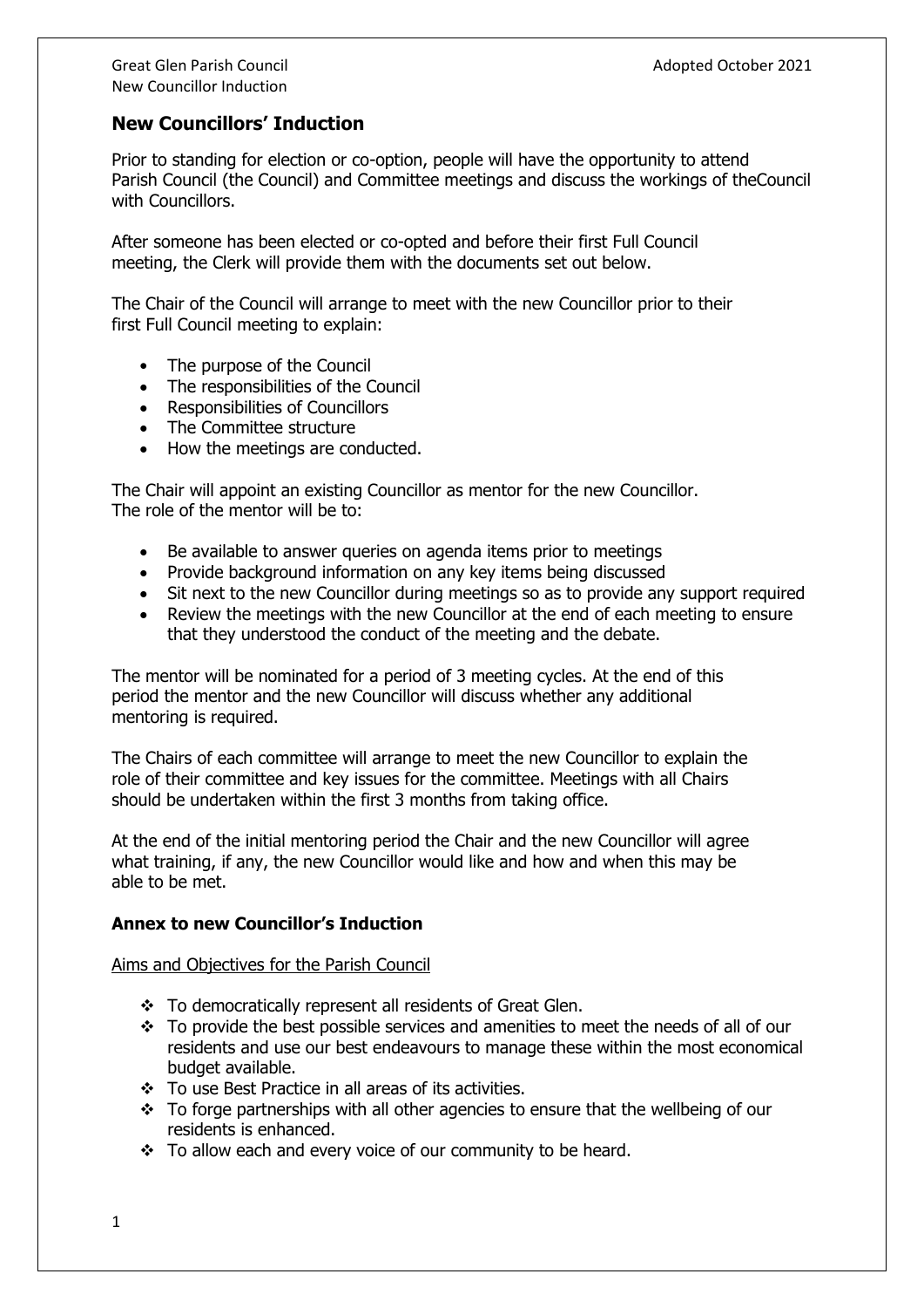## New Councillors' Induction

Prior to standing for election or co-option, people will have the opportunity to attend Parish Council (the Council) and Committee meetings and discuss the workings of theCouncil with Councillors.

After someone has been elected or co-opted and before their first Full Council meeting, the Clerk will provide them with the documents set out below.

The Chair of the Council will arrange to meet with the new Councillor prior to their first Full Council meeting to explain:

- The purpose of the Council
- The responsibilities of the Council
- Responsibilities of Councillors
- The Committee structure
- How the meetings are conducted.

The Chair will appoint an existing Councillor as mentor for the new Councillor. The role of the mentor will be to:

- Be available to answer queries on agenda items prior to meetings
- Provide background information on any key items being discussed
- Sit next to the new Councillor during meetings so as to provide any support required
- Review the meetings with the new Councillor at the end of each meeting to ensure that they understood the conduct of the meeting and the debate.

The mentor will be nominated for a period of 3 meeting cycles. At the end of this period the mentor and the new Councillor will discuss whether any additional mentoring is required.

The Chairs of each committee will arrange to meet the new Councillor to explain the role of their committee and key issues for the committee. Meetings with all Chairs should be undertaken within the first 3 months from taking office.

At the end of the initial mentoring period the Chair and the new Councillor will agree what training, if any, the new Councillor would like and how and when this may be able to be met.

### Annex to new Councillor's Induction

Aims and Objectives for the Parish Council

- To democratically represent all residents of Great Glen.
- To provide the best possible services and amenities to meet the needs of all of our residents and use our best endeavours to manage these within the most economical budget available.
- To use Best Practice in all areas of its activities.
- To forge partnerships with all other agencies to ensure that the wellbeing of our residents is enhanced.
- To allow each and every voice of our community to be heard.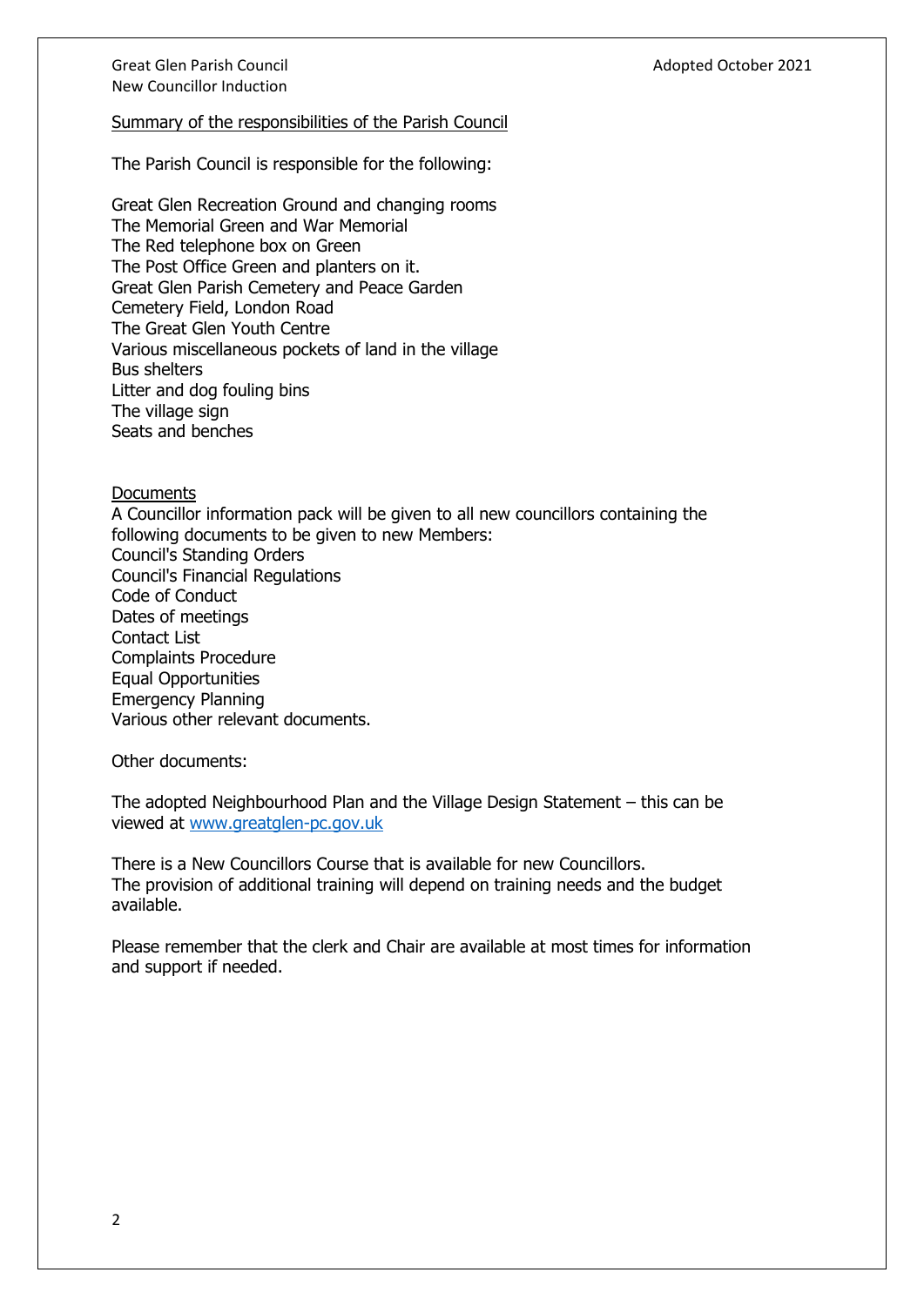## Summary of the responsibilities of the Parish Council

The Parish Council is responsible for the following:

Great Glen Recreation Ground and changing rooms
The Memorial Green and War Memorial
The Red telephone box on Green
The Post Office Green and planters on it.
Great Glen Parish Cemetery and Peace Garden
Cemetery Field, London Road
The Great Glen Youth Centre
Various miscellaneous pockets of land in the village
Bus shelters
Litter and dog fouling bins
The village sign
Seats and benches

## Documents

A Councillor information pack will be given to all new councillors containing the following documents to be given to new Members:
Council's Standing Orders
Council's Financial Regulations
Code of Conduct
Dates of meetings
Contact List
Complaints Procedure
Equal Opportunities
Emergency Planning
Various other relevant documents.

Other documents:

The adopted Neighbourhood Plan and the Village Design Statement – this can be viewed at [www.greatglen-pc.gov.uk](http://www.greatglen-pc.gov.uk)

There is a New Councillors Course that is available for new Councillors.
The provision of additional training will depend on training needs and the budget available.

Please remember that the clerk and Chair are available at most times for information and support if needed.